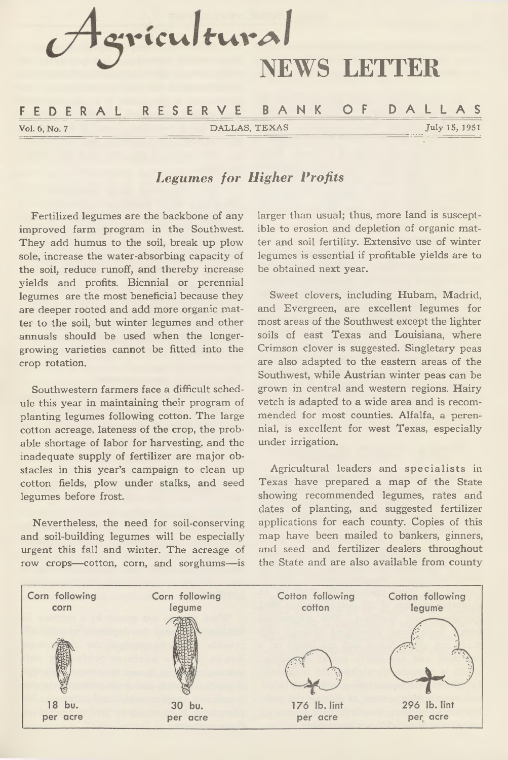# Agricultural NEWS LETTER

**FEDERAL RESERVE BANK OF DALLAS**

Vol. 6, No. 7 — DALLAS, TEXAS — July 15, 1951

## *Legumes for Higher Profits*

Fertilized legumes are the backbone of any improved farm program in the Southwest. They add humus to the soil, break up plow sole, increase the water-absorbing capacity of the soil, reduce runoff, and thereby increase yields and profits. Biennial or perennial legumes are the most beneficial because they are deeper rooted and add more organic matter to the soil, but winter legumes and other annuals should be used when the longer-growing varieties cannot be fitted into the crop rotation.

Southwestern farmers face a difficult schedule this year in maintaining their program of planting legumes following cotton. The large cotton acreage, lateness of the crop, the probable shortage of labor for harvesting, and the inadequate supply of fertilizer are major obstacles in this year's campaign to clean up cotton fields, plow under stalks, and seed legumes before frost.

Nevertheless, the need for soil-conserving and soil-building legumes will be especially urgent this fall and winter. The acreage of row crops—cotton, corn, and sorghums—is larger than usual; thus, more land is susceptible to erosion and depletion of organic matter and soil fertility. Extensive use of winter legumes is essential if profitable yields are to be obtained next year.

Sweet clovers, including Hubam, Madrid, and Evergreen, are excellent legumes for most areas of the Southwest except the lighter soils of east Texas and Louisiana, where Crimson clover is suggested. Singletary peas are also adapted to the eastern areas of the Southwest, while Austrian winter peas can be grown in central and western regions. Hairy vetch is adapted to a wide area and is recommended for most counties. Alfalfa, a perennial, is excellent for west Texas, especially under irrigation.

Agricultural leaders and specialists in Texas have prepared a map of the State showing recommended legumes, rates and dates of planting, and suggested fertilizer applications for each county. Copies of this map have been mailed to bankers, ginners, and seed and fertilizer dealers throughout the State and are also available from county

| Corn following corn | Corn following legume | Cotton following cotton | Cotton following legume |
|---|---|---|---|
| 18 bu. per acre | 30 bu. per acre | 176 lb. lint per acre | 296 lb. lint per acre |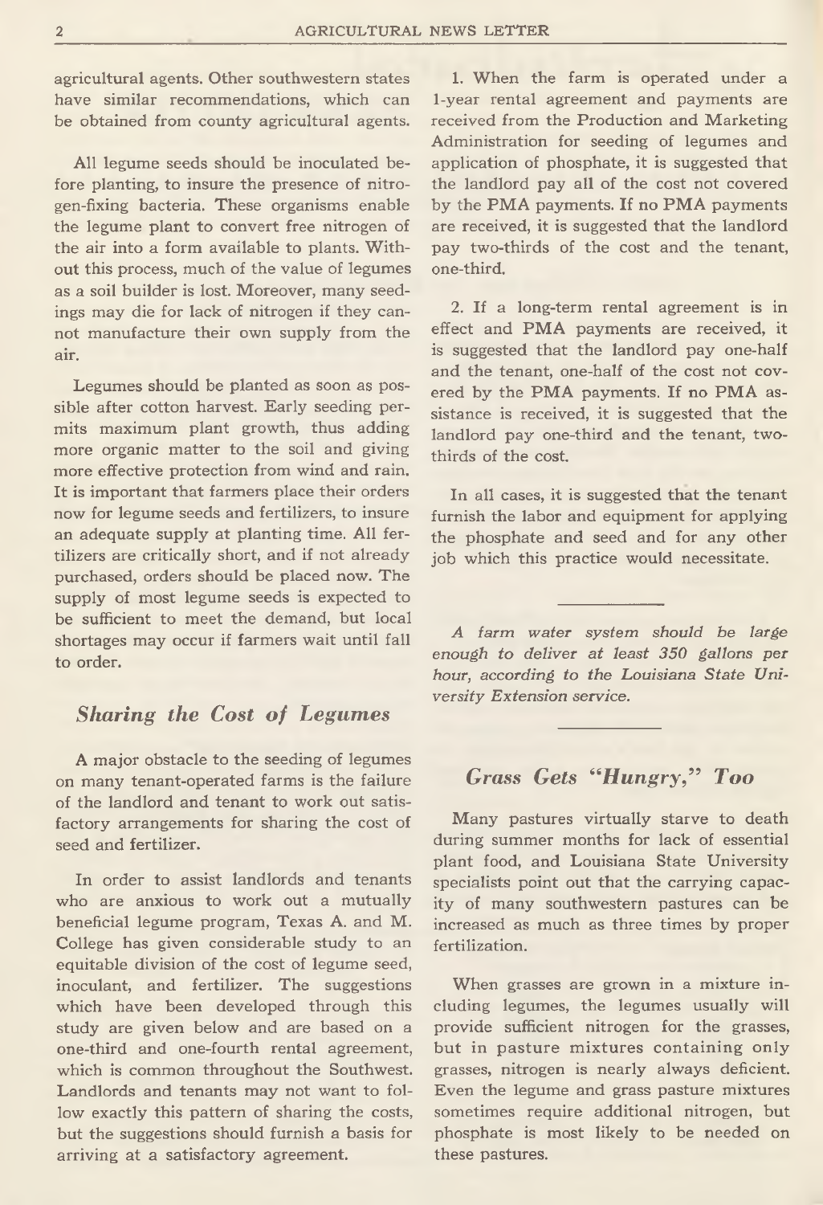agricultural agents. Other southwestern states have similar recommendations, which can be obtained from county agricultural agents.

All legume seeds should be inoculated before planting, to insure the presence of nitrogen-fixing bacteria. These organisms enable the legume plant to convert free nitrogen of the air into a form available to plants. Without this process, much of the value of legumes as a soil builder is lost. Moreover, many seedings may die for lack of nitrogen if they cannot manufacture their own supply from the air.

Legumes should be planted as soon as possible after cotton harvest. Early seeding permits maximum plant growth, thus adding more organic matter to the soil and giving more effective protection from wind and rain. It is important that farmers place their orders now for legume seeds and fertilizers, to insure an adequate supply at planting time. All fertilizers are critically short, and if not already purchased, orders should be placed now. The supply of most legume seeds is expected to be sufficient to meet the demand, but local shortages may occur if farmers wait until fall to order.

## *Sharing the Cost of Legumes*

A major obstacle to the seeding of legumes on many tenant-operated farms is the failure of the landlord and tenant to work out satisfactory arrangements for sharing the cost of seed and fertilizer.

In order to assist landlords and tenants who are anxious to work out a mutually beneficial legume program, Texas A. and M. College has given considerable study to an equitable division of the cost of legume seed, inoculant, and fertilizer. The suggestions which have been developed through this study are given below and are based on a one-third and one-fourth rental agreement, which is common throughout the Southwest. Landlords and tenants may not want to follow exactly this pattern of sharing the costs, but the suggestions should furnish a basis for arriving at a satisfactory agreement.

1. When the farm is operated under a 1-year rental agreement and payments are received from the Production and Marketing Administration for seeding of legumes and application of phosphate, it is suggested that the landlord pay all of the cost not covered by the PMA payments. If no PMA payments are received, it is suggested that the landlord pay two-thirds of the cost and the tenant, one-third.

2. If a long-term rental agreement is in effect and PMA payments are received, it is suggested that the landlord pay one-half and the tenant, one-half of the cost not covered by the PMA payments. If no PMA assistance is received, it is suggested that the landlord pay one-third and the tenant, two-thirds of the cost.

In all cases, it is suggested that the tenant furnish the labor and equipment for applying the phosphate and seed and for any other job which this practice would necessitate.

---

*A farm water system should be large enough to deliver at least 350 gallons per hour, according to the Louisiana State University Extension service.*

---

## *Grass Gets "Hungry," Too*

Many pastures virtually starve to death during summer months for lack of essential plant food, and Louisiana State University specialists point out that the carrying capacity of many southwestern pastures can be increased as much as three times by proper fertilization.

When grasses are grown in a mixture including legumes, the legumes usually will provide sufficient nitrogen for the grasses, but in pasture mixtures containing only grasses, nitrogen is nearly always deficient. Even the legume and grass pasture mixtures sometimes require additional nitrogen, but phosphate is most likely to be needed on these pastures.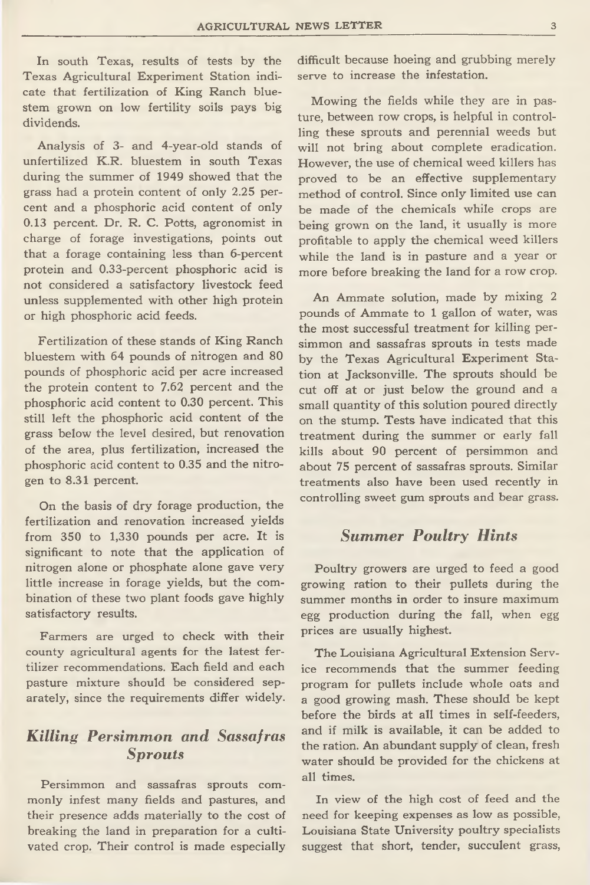In south Texas, results of tests by the Texas Agricultural Experiment Station indicate that fertilization of King Ranch bluestem grown on low fertility soils pays big dividends.

Analysis of 3- and 4-year-old stands of unfertilized K.R. bluestem in south Texas during the summer of 1949 showed that the grass had a protein content of only 2.25 percent and a phosphoric acid content of only 0.13 percent. Dr. R. C. Potts, agronomist in charge of forage investigations, points out that a forage containing less than 6-percent protein and 0.33-percent phosphoric acid is not considered a satisfactory livestock feed unless supplemented with other high protein or high phosphoric acid feeds.

Fertilization of these stands of King Ranch bluestem with 64 pounds of nitrogen and 80 pounds of phosphoric acid per acre increased the protein content to 7.62 percent and the phosphoric acid content to 0.30 percent. This still left the phosphoric acid content of the grass below the level desired, but renovation of the area, plus fertilization, increased the phosphoric acid content to 0.35 and the nitrogen to 8.31 percent.

On the basis of dry forage production, the fertilization and renovation increased yields from 350 to 1,330 pounds per acre. It is significant to note that the application of nitrogen alone or phosphate alone gave very little increase in forage yields, but the combination of these two plant foods gave highly satisfactory results.

Farmers are urged to check with their county agricultural agents for the latest fertilizer recommendations. Each field and each pasture mixture should be considered separately, since the requirements differ widely.

## *Killing Persimmon and Sassafras Sprouts*

Persimmon and sassafras sprouts commonly infest many fields and pastures, and their presence adds materially to the cost of breaking the land in preparation for a cultivated crop. Their control is made especially difficult because hoeing and grubbing merely serve to increase the infestation.

Mowing the fields while they are in pasture, between row crops, is helpful in controlling these sprouts and perennial weeds but will not bring about complete eradication. However, the use of chemical weed killers has proved to be an effective supplementary method of control. Since only limited use can be made of the chemicals while crops are being grown on the land, it usually is more profitable to apply the chemical weed killers while the land is in pasture and a year or more before breaking the land for a row crop.

An Ammate solution, made by mixing 2 pounds of Ammate to 1 gallon of water, was the most successful treatment for killing persimmon and sassafras sprouts in tests made by the Texas Agricultural Experiment Station at Jacksonville. The sprouts should be cut off at or just below the ground and a small quantity of this solution poured directly on the stump. Tests have indicated that this treatment during the summer or early fall kills about 90 percent of persimmon and about 75 percent of sassafras sprouts. Similar treatments also have been used recently in controlling sweet gum sprouts and bear grass.

## *Summer Poultry Hints*

Poultry growers are urged to feed a good growing ration to their pullets during the summer months in order to insure maximum egg production during the fall, when egg prices are usually highest.

The Louisiana Agricultural Extension Service recommends that the summer feeding program for pullets include whole oats and a good growing mash. These should be kept before the birds at all times in self-feeders, and if milk is available, it can be added to the ration. An abundant supply of clean, fresh water should be provided for the chickens at all times.

In view of the high cost of feed and the need for keeping expenses as low as possible, Louisiana State University poultry specialists suggest that short, tender, succulent grass,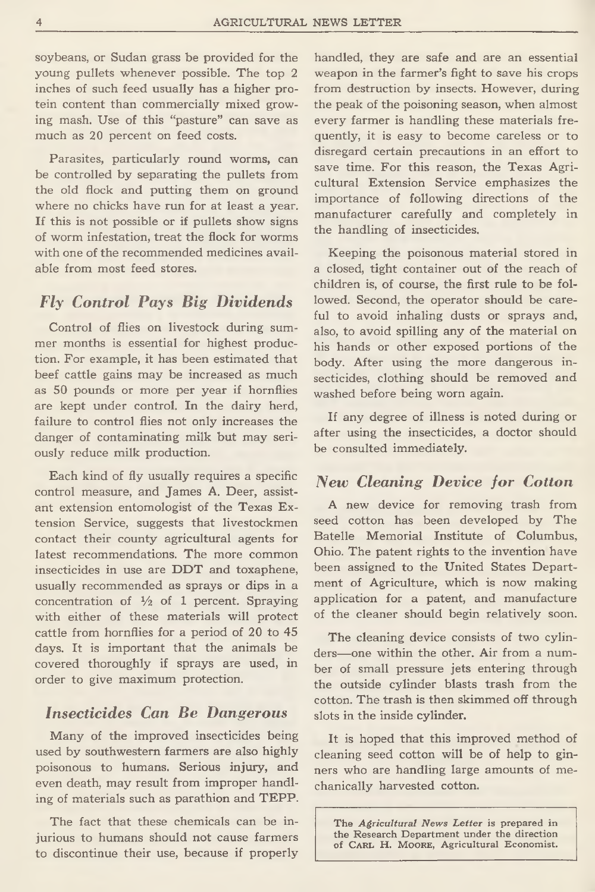soybeans, or Sudan grass be provided for the young pullets whenever possible. The top 2 inches of such feed usually has a higher protein content than commercially mixed growing mash. Use of this "pasture" can save as much as 20 percent on feed costs.

Parasites, particularly round worms, can be controlled by separating the pullets from the old flock and putting them on ground where no chicks have run for at least a year. If this is not possible or if pullets show signs of worm infestation, treat the flock for worms with one of the recommended medicines available from most feed stores.

## *Fly Control Pays Big Dividends*

Control of flies on livestock during summer months is essential for highest production. For example, it has been estimated that beef cattle gains may be increased as much as 50 pounds or more per year if hornflies are kept under control. In the dairy herd, failure to control flies not only increases the danger of contaminating milk but may seriously reduce milk production.

Each kind of fly usually requires a specific control measure, and James A. Deer, assistant extension entomologist of the Texas Extension Service, suggests that livestockmen contact their county agricultural agents for latest recommendations. The more common insecticides in use are DDT and toxaphene, usually recommended as sprays or dips in a concentration of ½ of 1 percent. Spraying with either of these materials will protect cattle from hornflies for a period of 20 to 45 days. It is important that the animals be covered thoroughly if sprays are used, in order to give maximum protection.

## *Insecticides Can Be Dangerous*

Many of the improved insecticides being used by southwestern farmers are also highly poisonous to humans. Serious injury, and even death, may result from improper handling of materials such as parathion and TEPP.

The fact that these chemicals can be injurious to humans should not cause farmers to discontinue their use, because if properly handled, they are safe and are an essential weapon in the farmer's fight to save his crops from destruction by insects. However, during the peak of the poisoning season, when almost every farmer is handling these materials frequently, it is easy to become careless or to disregard certain precautions in an effort to save time. For this reason, the Texas Agricultural Extension Service emphasizes the importance of following directions of the manufacturer carefully and completely in the handling of insecticides.

Keeping the poisonous material stored in a closed, tight container out of the reach of children is, of course, the first rule to be followed. Second, the operator should be careful to avoid inhaling dusts or sprays and, also, to avoid spilling any of the material on his hands or other exposed portions of the body. After using the more dangerous insecticides, clothing should be removed and washed before being worn again.

If any degree of illness is noted during or after using the insecticides, a doctor should be consulted immediately.

## *New Cleaning Device for Cotton*

A new device for removing trash from seed cotton has been developed by The Batelle Memorial Institute of Columbus, Ohio. The patent rights to the invention have been assigned to the United States Department of Agriculture, which is now making application for a patent, and manufacture of the cleaner should begin relatively soon.

The cleaning device consists of two cylinders—one within the other. Air from a number of small pressure jets entering through the outside cylinder blasts trash from the cotton. The trash is then skimmed off through slots in the inside cylinder.

It is hoped that this improved method of cleaning seed cotton will be of help to ginners who are handling large amounts of mechanically harvested cotton.

The *Agricultural News Letter* is prepared in the Research Department under the direction of CARL H. MOORE, Agricultural Economist.